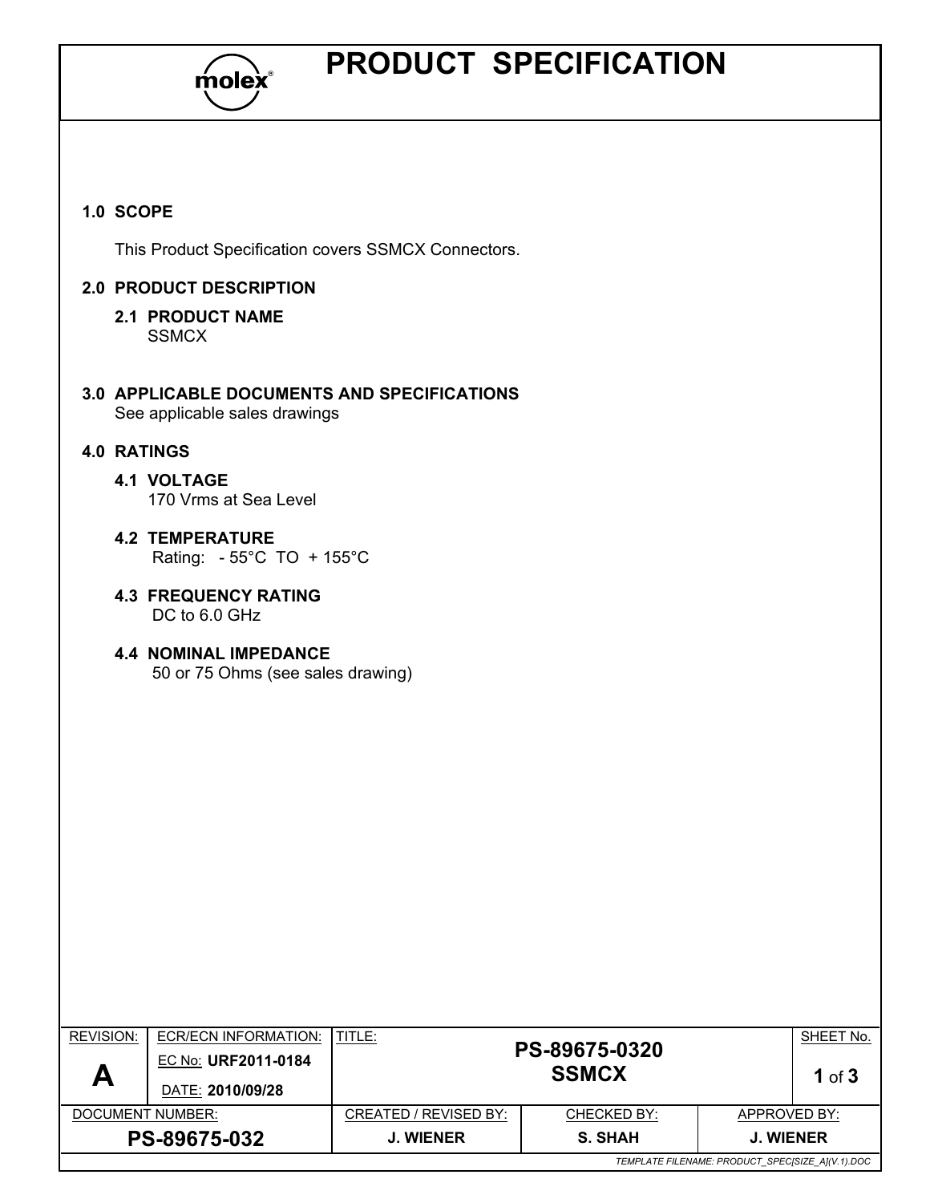# PRODUCT SPECIFICATION

## 1.0 SCOPE

This Product Specification covers SSMCX Connectors.

## 2.0 PRODUCT DESCRIPTION

### 2.1 PRODUCT NAME

SSMCX

## 3.0 APPLICABLE DOCUMENTS AND SPECIFICATIONS

See applicable sales drawings

## 4.0 RATINGS

### 4.1 VOLTAGE

170 Vrms at Sea Level

### 4.2 TEMPERATURE

Rating: - 55°C TO + 155°C

### 4.3 FREQUENCY RATING

DC to 6.0 GHz

### 4.4 NOMINAL IMPEDANCE

50 or 75 Ohms (see sales drawing)

| REVISION: | ECR/ECN INFORMATION: | TITLE: | | | SHEET No. |
|---|---|---|---|---|---|
| A | EC No: URF2011-0184<br>DATE: 2010/09/28 | PS-89675-0320<br>SSMCX | | | 1 of 3 |
| DOCUMENT NUMBER: | | CREATED / REVISED BY: | CHECKED BY: | APPROVED BY: | |
| PS-89675-032 | | J. WIENER | S. SHAH | J. WIENER | |

TEMPLATE FILENAME: PRODUCT_SPEC[SIZE_A](V.1).DOC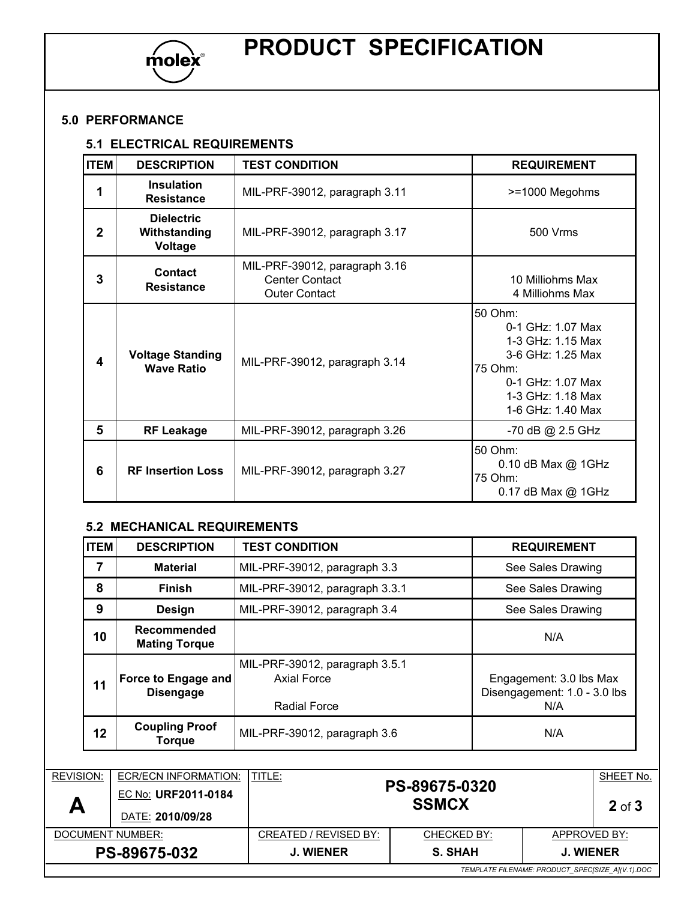## 5.0 PERFORMANCE

### 5.1 ELECTRICAL REQUIREMENTS

| ITEM | DESCRIPTION | TEST CONDITION | REQUIREMENT |
|---|---|---|---|
| 1 | **Insulation Resistance** | MIL-PRF-39012, paragraph 3.11 | >=1000 Megohms |
| 2 | **Dielectric Withstanding Voltage** | MIL-PRF-39012, paragraph 3.17 | 500 Vrms |
| 3 | **Contact Resistance** | MIL-PRF-39012, paragraph 3.16<br>Center Contact<br>Outer Contact | <br>10 Milliohms Max<br>4 Milliohms Max |
| 4 | **Voltage Standing Wave Ratio** | MIL-PRF-39012, paragraph 3.14 | 50 Ohm:<br>0-1 GHz: 1.07 Max<br>1-3 GHz: 1.15 Max<br>3-6 GHz: 1.25 Max<br>75 Ohm:<br>0-1 GHz: 1.07 Max<br>1-3 GHz: 1.18 Max<br>1-6 GHz: 1.40 Max |
| 5 | **RF Leakage** | MIL-PRF-39012, paragraph 3.26 | -70 dB @ 2.5 GHz |
| 6 | **RF Insertion Loss** | MIL-PRF-39012, paragraph 3.27 | 50 Ohm:<br>0.10 dB Max @ 1GHz<br>75 Ohm:<br>0.17 dB Max @ 1GHz |

### 5.2 MECHANICAL REQUIREMENTS

| ITEM | DESCRIPTION | TEST CONDITION | REQUIREMENT |
|---|---|---|---|
| 7 | **Material** | MIL-PRF-39012, paragraph 3.3 | See Sales Drawing |
| 8 | **Finish** | MIL-PRF-39012, paragraph 3.3.1 | See Sales Drawing |
| 9 | **Design** | MIL-PRF-39012, paragraph 3.4 | See Sales Drawing |
| 10 | **Recommended Mating Torque** | | N/A |
| 11 | **Force to Engage and Disengage** | MIL-PRF-39012, paragraph 3.5.1<br>Axial Force<br><br>Radial Force | Engagement: 3.0 lbs Max<br>Disengagement: 1.0 - 3.0 lbs<br>N/A |
| 12 | **Coupling Proof Torque** | MIL-PRF-39012, paragraph 3.6 | N/A |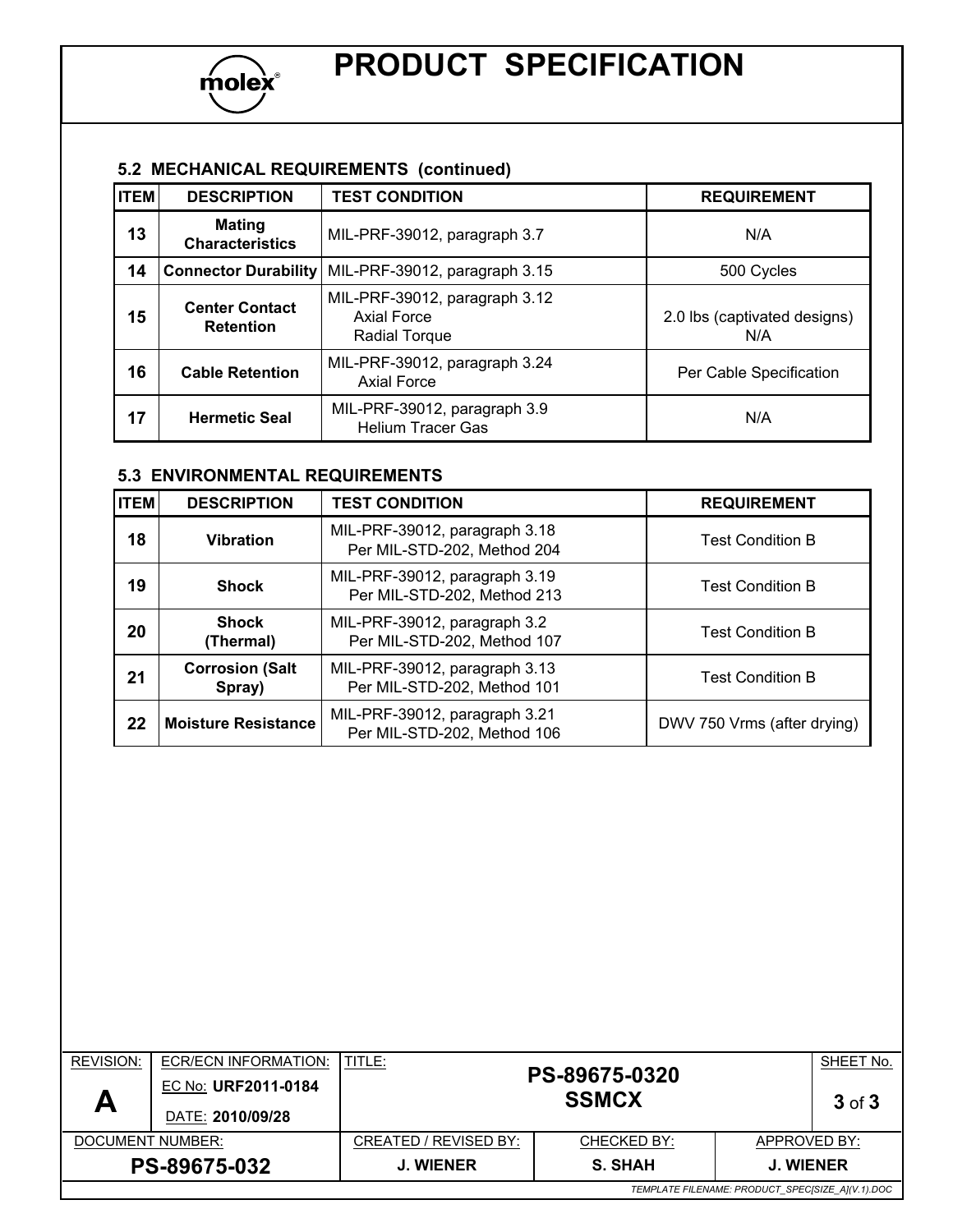### 5.2 MECHANICAL REQUIREMENTS (continued)

| ITEM | DESCRIPTION | TEST CONDITION | REQUIREMENT |
|---|---|---|---|
| 13 | **Mating Characteristics** | MIL-PRF-39012, paragraph 3.7 | N/A |
| 14 | **Connector Durability** | MIL-PRF-39012, paragraph 3.15 | 500 Cycles |
| 15 | **Center Contact Retention** | MIL-PRF-39012, paragraph 3.12<br>Axial Force<br>Radial Torque | 2.0 lbs (captivated designs)<br>N/A |
| 16 | **Cable Retention** | MIL-PRF-39012, paragraph 3.24<br>Axial Force | Per Cable Specification |
| 17 | **Hermetic Seal** | MIL-PRF-39012, paragraph 3.9<br>Helium Tracer Gas | N/A |

### 5.3 ENVIRONMENTAL REQUIREMENTS

| ITEM | DESCRIPTION | TEST CONDITION | REQUIREMENT |
|---|---|---|---|
| 18 | **Vibration** | MIL-PRF-39012, paragraph 3.18<br>Per MIL-STD-202, Method 204 | Test Condition B |
| 19 | **Shock** | MIL-PRF-39012, paragraph 3.19<br>Per MIL-STD-202, Method 213 | Test Condition B |
| 20 | **Shock (Thermal)** | MIL-PRF-39012, paragraph 3.2<br>Per MIL-STD-202, Method 107 | Test Condition B |
| 21 | **Corrosion (Salt Spray)** | MIL-PRF-39012, paragraph 3.13<br>Per MIL-STD-202, Method 101 | Test Condition B |
| 22 | **Moisture Resistance** | MIL-PRF-39012, paragraph 3.21<br>Per MIL-STD-202, Method 106 | DWV 750 Vrms (after drying) |